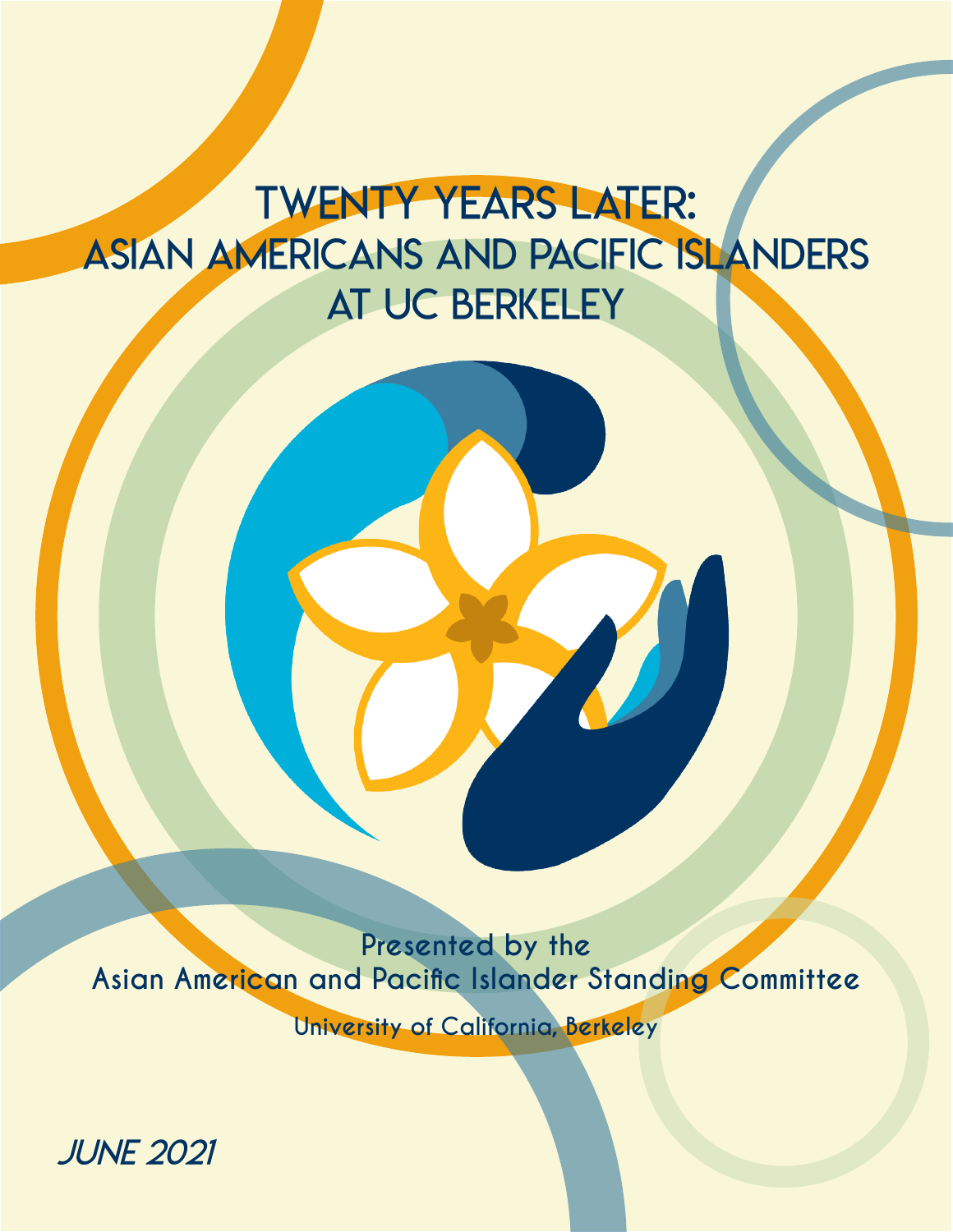# TWENTY YEARS LATER: ASIAN AMERICANS AND PACIFIC ISLANDERS AT UC BERKELEY

Presented by the
Asian American and Pacific Islander Standing Committee

University of California, Berkeley

*JUNE 2021*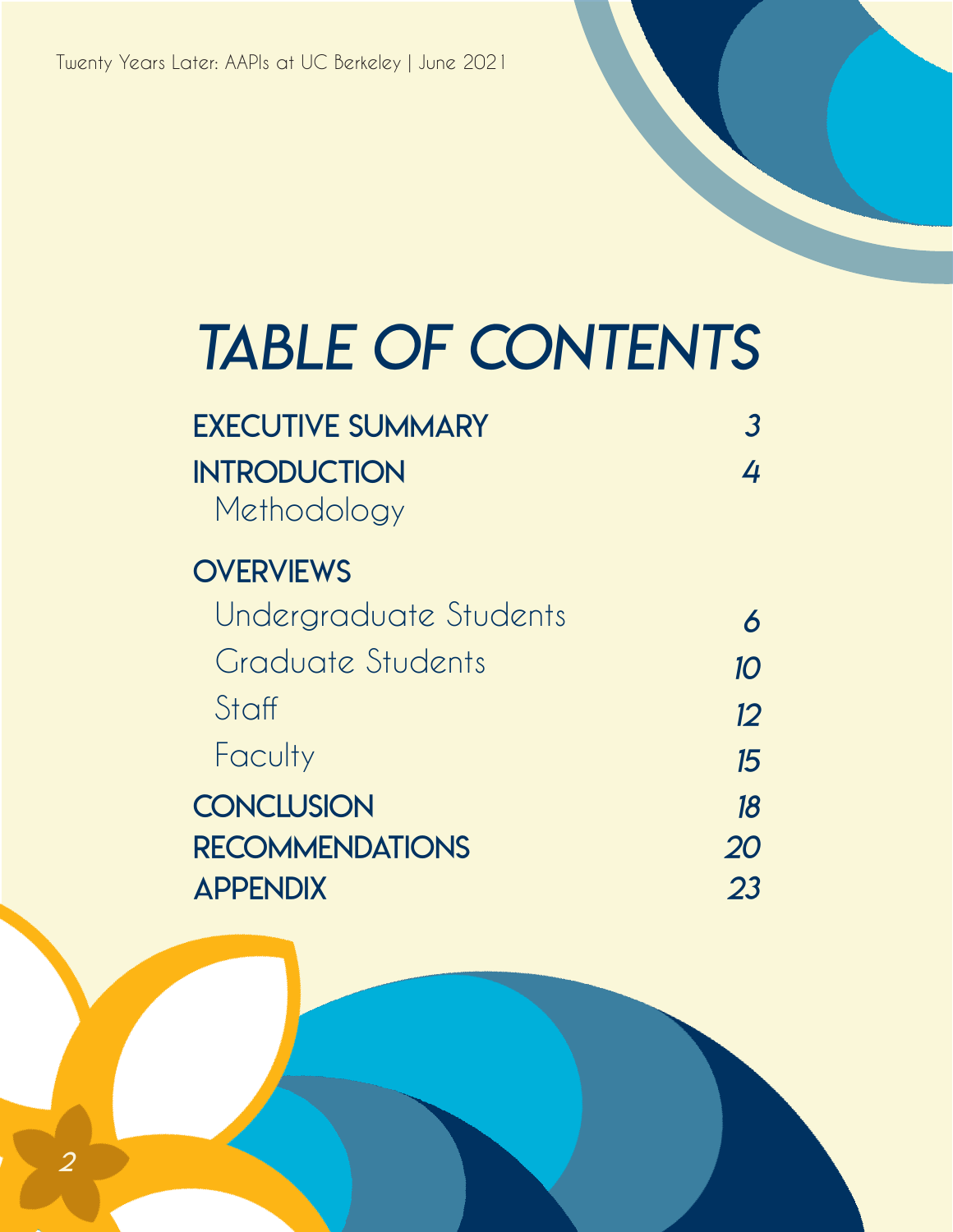# TABLE OF CONTENTS

| | |
|---|---|
| **EXECUTIVE SUMMARY** | *3* |
| **INTRODUCTION** | *4* |
| Methodology | |
| **OVERVIEWS** | |
| Undergraduate Students | *6* |
| Graduate Students | *10* |
| Staff | *12* |
| Faculty | *15* |
| **CONCLUSION** | *18* |
| **RECOMMENDATIONS** | *20* |
| **APPENDIX** | *23* |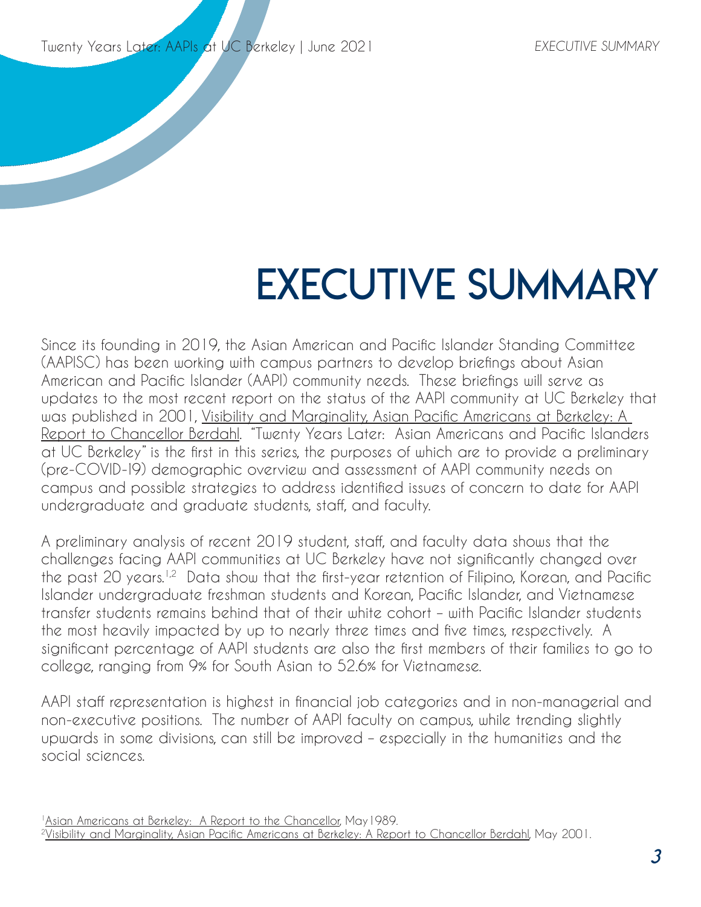# EXECUTIVE SUMMARY

Since its founding in 2019, the Asian American and Pacific Islander Standing Committee (AAPISC) has been working with campus partners to develop briefings about Asian American and Pacific Islander (AAPI) community needs. These briefings will serve as updates to the most recent report on the status of the AAPI community at UC Berkeley that was published in 2001, Visibility and Marginality, Asian Pacific Americans at Berkeley: A Report to Chancellor Berdahl. "Twenty Years Later: Asian Americans and Pacific Islanders at UC Berkeley" is the first in this series, the purposes of which are to provide a preliminary (pre-COVID-19) demographic overview and assessment of AAPI community needs on campus and possible strategies to address identified issues of concern to date for AAPI undergraduate and graduate students, staff, and faculty.

A preliminary analysis of recent 2019 student, staff, and faculty data shows that the challenges facing AAPI communities at UC Berkeley have not significantly changed over the past 20 years.[1,2] Data show that the first-year retention of Filipino, Korean, and Pacific Islander undergraduate freshman students and Korean, Pacific Islander, and Vietnamese transfer students remains behind that of their white cohort – with Pacific Islander students the most heavily impacted by up to nearly three times and five times, respectively. A significant percentage of AAPI students are also the first members of their families to go to college, ranging from 9% for South Asian to 52.6% for Vietnamese.

AAPI staff representation is highest in financial job categories and in non-managerial and non-executive positions. The number of AAPI faculty on campus, while trending slightly upwards in some divisions, can still be improved – especially in the humanities and the social sciences.

[1] Asian Americans at Berkeley: A Report to the Chancellor, May 1989.

[2] Visibility and Marginality, Asian Pacific Americans at Berkeley: A Report to Chancellor Berdahl, May 2001.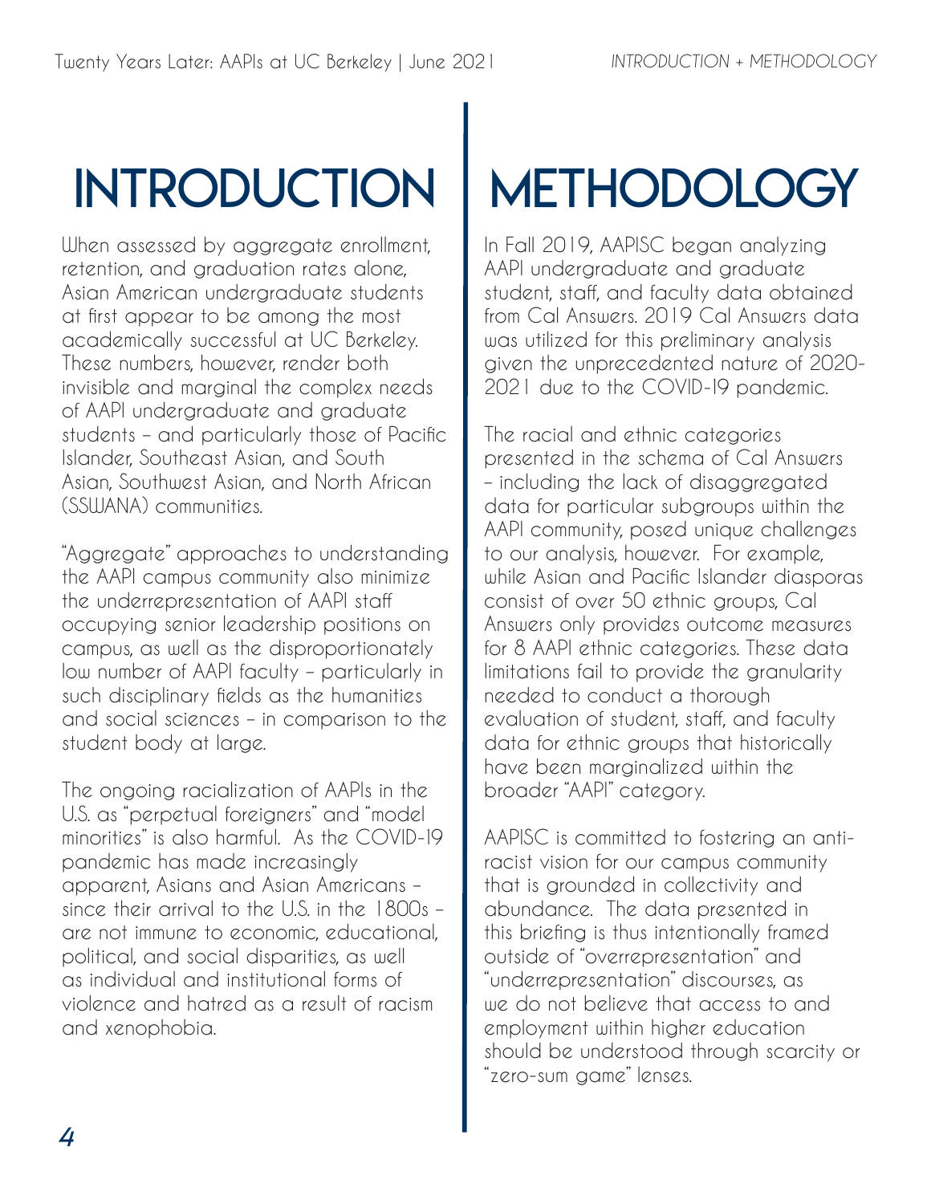# INTRODUCTION

When assessed by aggregate enrollment, retention, and graduation rates alone, Asian American undergraduate students at first appear to be among the most academically successful at UC Berkeley. These numbers, however, render both invisible and marginal the complex needs of AAPI undergraduate and graduate students – and particularly those of Pacific Islander, Southeast Asian, and South Asian, Southwest Asian, and North African (SSWANA) communities.

"Aggregate" approaches to understanding the AAPI campus community also minimize the underrepresentation of AAPI staff occupying senior leadership positions on campus, as well as the disproportionately low number of AAPI faculty – particularly in such disciplinary fields as the humanities and social sciences – in comparison to the student body at large.

The ongoing racialization of AAPIs in the U.S. as "perpetual foreigners" and "model minorities" is also harmful. As the COVID-19 pandemic has made increasingly apparent, Asians and Asian Americans – since their arrival to the U.S. in the 1800s – are not immune to economic, educational, political, and social disparities, as well as individual and institutional forms of violence and hatred as a result of racism and xenophobia.

# METHODOLOGY

In Fall 2019, AAPISC began analyzing AAPI undergraduate and graduate student, staff, and faculty data obtained from Cal Answers. 2019 Cal Answers data was utilized for this preliminary analysis given the unprecedented nature of 2020-2021 due to the COVID-19 pandemic.

The racial and ethnic categories presented in the schema of Cal Answers – including the lack of disaggregated data for particular subgroups within the AAPI community, posed unique challenges to our analysis, however. For example, while Asian and Pacific Islander diasporas consist of over 50 ethnic groups, Cal Answers only provides outcome measures for 8 AAPI ethnic categories. These data limitations fail to provide the granularity needed to conduct a thorough evaluation of student, staff, and faculty data for ethnic groups that historically have been marginalized within the broader "AAPI" category.

AAPISC is committed to fostering an anti-racist vision for our campus community that is grounded in collectivity and abundance. The data presented in this briefing is thus intentionally framed outside of "overrepresentation" and "underrepresentation" discourses, as we do not believe that access to and employment within higher education should be understood through scarcity or "zero-sum game" lenses.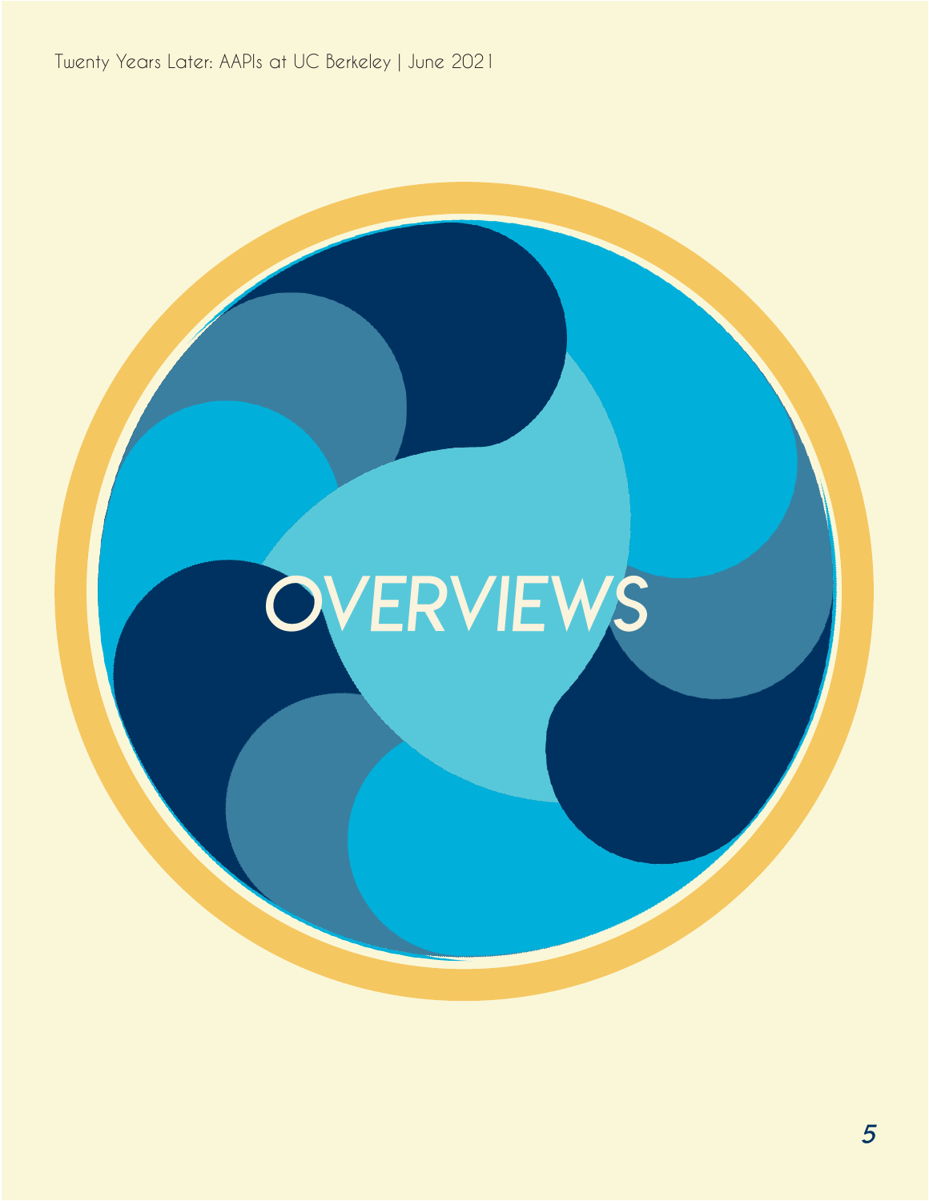# OVERVIEWS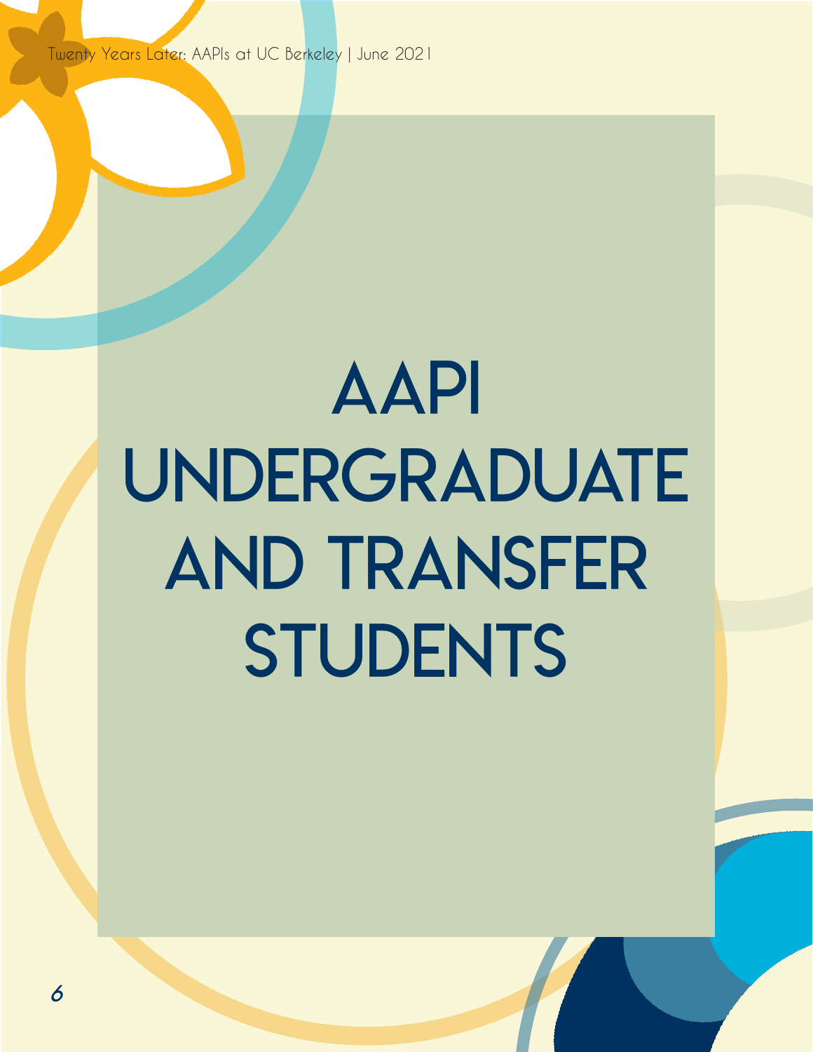# AAPI UNDERGRADUATE AND TRANSFER STUDENTS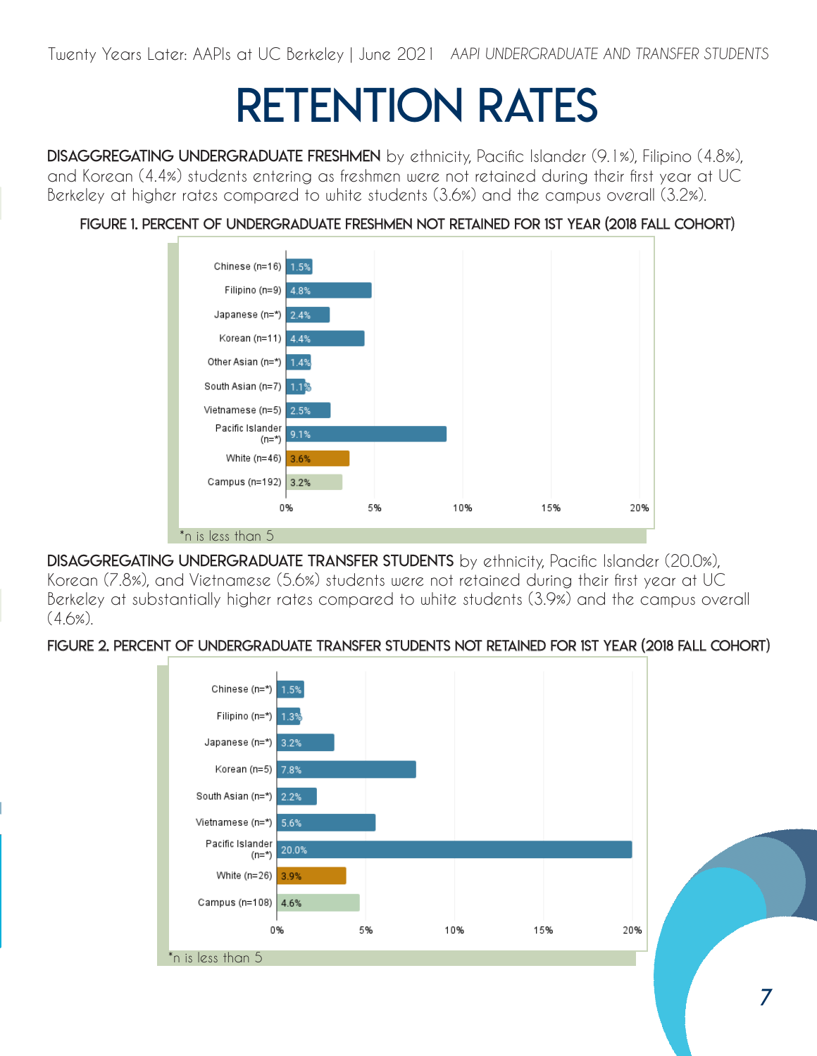# RETENTION RATES

**DISAGGREGATING UNDERGRADUATE FRESHMEN** by ethnicity, Pacific Islander (9.1%), Filipino (4.8%), and Korean (4.4%) students entering as freshmen were not retained during their first year at UC Berkeley at higher rates compared to white students (3.6%) and the campus overall (3.2%).

**FIGURE 1. PERCENT OF UNDERGRADUATE FRESHMEN NOT RETAINED FOR 1ST YEAR (2018 FALL COHORT)**

| Group | Percent Not Retained |
|---|---|
| Chinese (n=16) | 1.5% |
| Filipino (n=9) | 4.8% |
| Japanese (n=*) | 2.4% |
| Korean (n=11) | 4.4% |
| Other Asian (n=*) | 1.4% |
| South Asian (n=7) | 1.1% |
| Vietnamese (n=5) | 2.5% |
| Pacific Islander (n=*) | 9.1% |
| White (n=46) | 3.6% |
| Campus (n=192) | 3.2% |

*n is less than 5

**DISAGGREGATING UNDERGRADUATE TRANSFER STUDENTS** by ethnicity, Pacific Islander (20.0%), Korean (7.8%), and Vietnamese (5.6%) students were not retained during their first year at UC Berkeley at substantially higher rates compared to white students (3.9%) and the campus overall (4.6%).

**FIGURE 2. PERCENT OF UNDERGRADUATE TRANSFER STUDENTS NOT RETAINED FOR 1ST YEAR (2018 FALL COHORT)**

| Group | Percent Not Retained |
|---|---|
| Chinese (n=*) | 1.5% |
| Filipino (n=*) | 1.3% |
| Japanese (n=*) | 3.2% |
| Korean (n=5) | 7.8% |
| South Asian (n=*) | 2.2% |
| Vietnamese (n=*) | 5.6% |
| Pacific Islander (n=*) | 20.0% |
| White (n=26) | 3.9% |
| Campus (n=108) | 4.6% |

*n is less than 5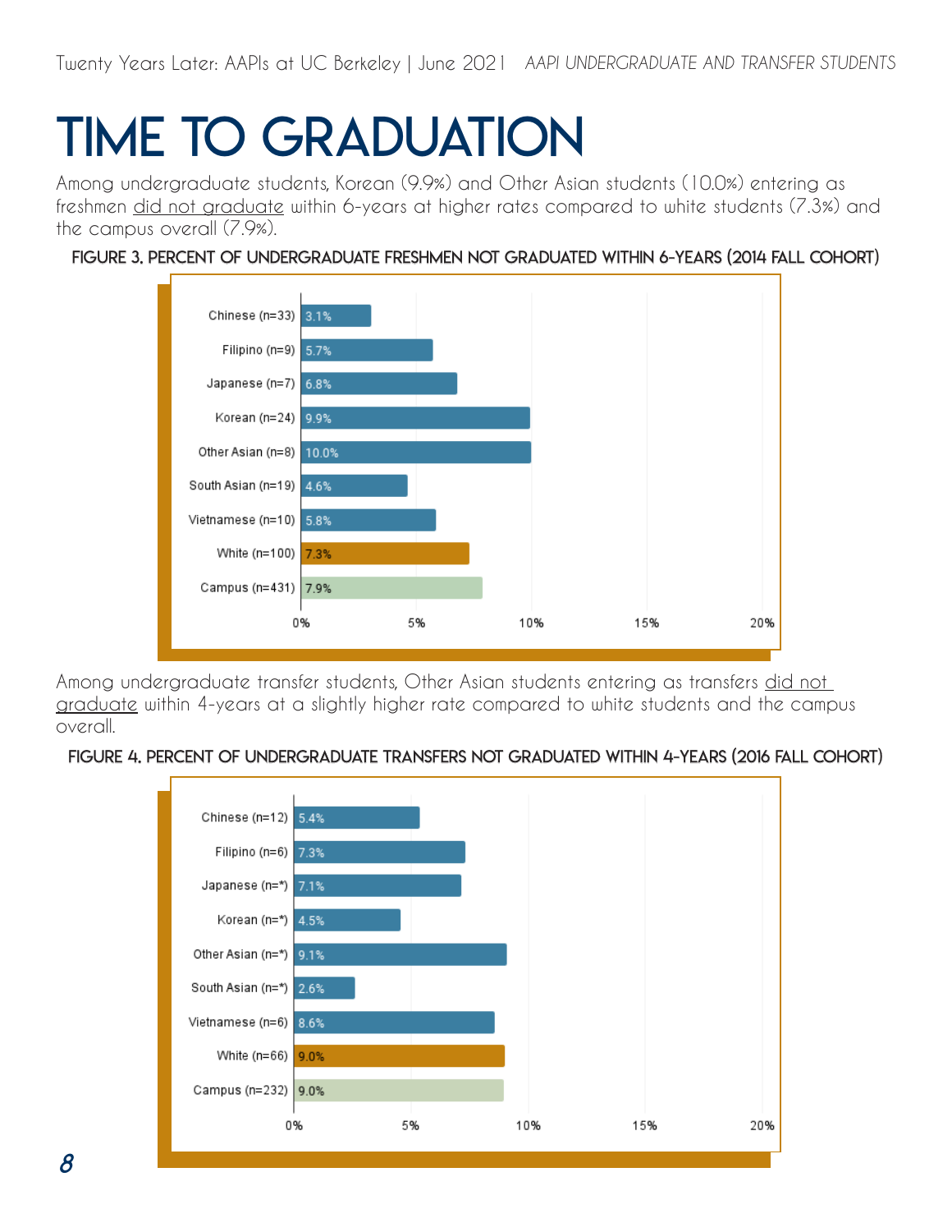# TIME TO GRADUATION

Among undergraduate students, Korean (9.9%) and Other Asian students (10.0%) entering as freshmen did not graduate within 6-years at higher rates compared to white students (7.3%) and the campus overall (7.9%).

**FIGURE 3. PERCENT OF UNDERGRADUATE FRESHMEN NOT GRADUATED WITHIN 6-YEARS (2014 FALL COHORT)**

| Group | Percent |
|---|---|
| Chinese (n=33) | 3.1% |
| Filipino (n=9) | 5.7% |
| Japanese (n=7) | 6.8% |
| Korean (n=24) | 9.9% |
| Other Asian (n=8) | 10.0% |
| South Asian (n=19) | 4.6% |
| Vietnamese (n=10) | 5.8% |
| White (n=100) | 7.3% |
| Campus (n=431) | 7.9% |

Among undergraduate transfer students, Other Asian students entering as transfers did not graduate within 4-years at a slightly higher rate compared to white students and the campus overall.

**FIGURE 4. PERCENT OF UNDERGRADUATE TRANSFERS NOT GRADUATED WITHIN 4-YEARS (2016 FALL COHORT)**

| Group | Percent |
|---|---|
| Chinese (n=12) | 5.4% |
| Filipino (n=6) | 7.3% |
| Japanese (n=*) | 7.1% |
| Korean (n=*) | 4.5% |
| Other Asian (n=*) | 9.1% |
| South Asian (n=*) | 2.6% |
| Vietnamese (n=6) | 8.6% |
| White (n=66) | 9.0% |
| Campus (n=232) | 9.0% |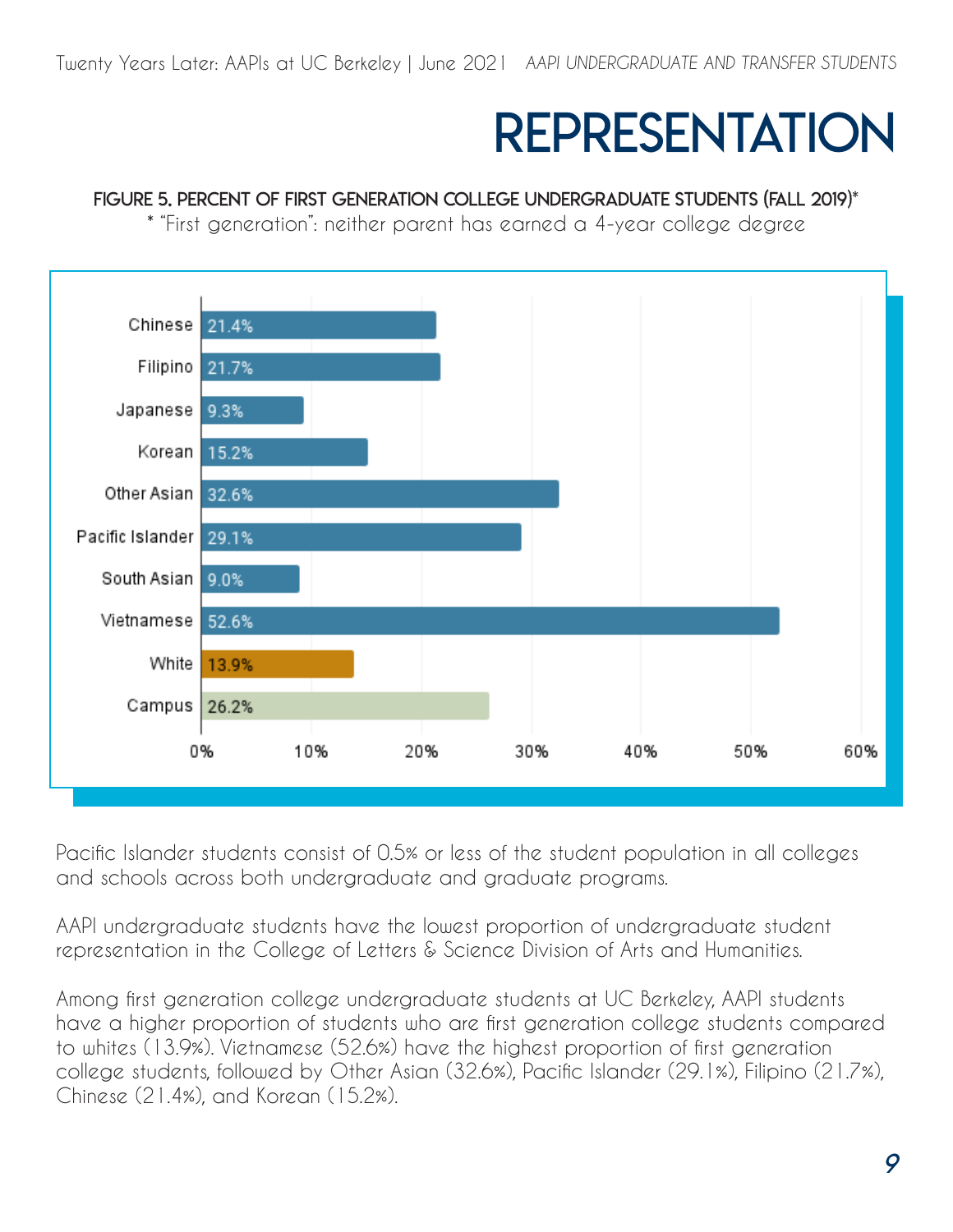# REPRESENTATION

**FIGURE 5. PERCENT OF FIRST GENERATION COLLEGE UNDERGRADUATE STUDENTS (FALL 2019)***

* "First generation": neither parent has earned a 4-year college degree

| Group | Percent |
| --- | --- |
| Chinese | 21.4% |
| Filipino | 21.7% |
| Japanese | 9.3% |
| Korean | 15.2% |
| Other Asian | 32.6% |
| Pacific Islander | 29.1% |
| South Asian | 9.0% |
| Vietnamese | 52.6% |
| White | 13.9% |
| Campus | 26.2% |

Pacific Islander students consist of 0.5% or less of the student population in all colleges and schools across both undergraduate and graduate programs.

AAPI undergraduate students have the lowest proportion of undergraduate student representation in the College of Letters & Science Division of Arts and Humanities.

Among first generation college undergraduate students at UC Berkeley, AAPI students have a higher proportion of students who are first generation college students compared to whites (13.9%). Vietnamese (52.6%) have the highest proportion of first generation college students, followed by Other Asian (32.6%), Pacific Islander (29.1%), Filipino (21.7%), Chinese (21.4%), and Korean (15.2%).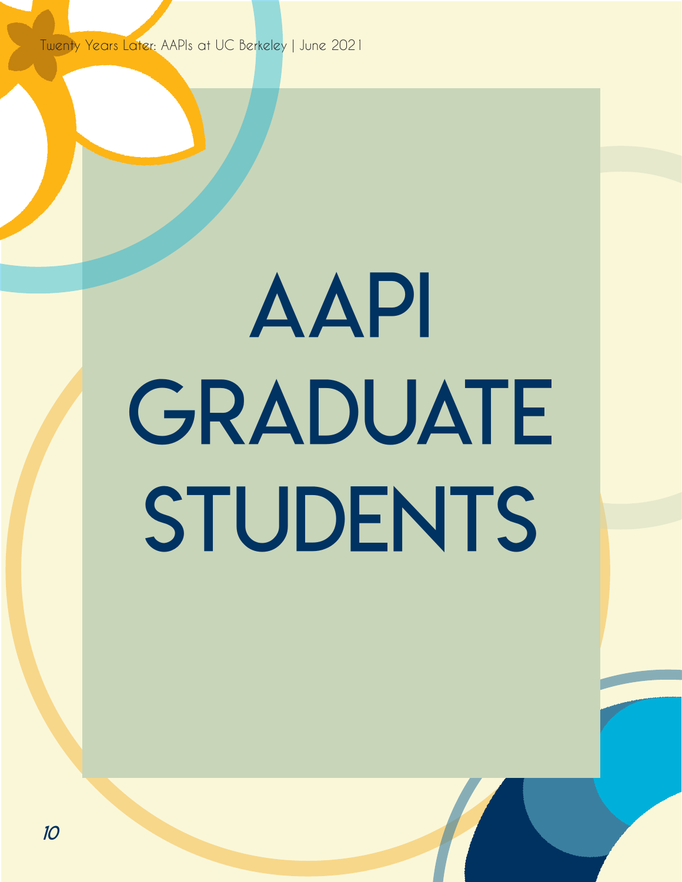# AAPI GRADUATE STUDENTS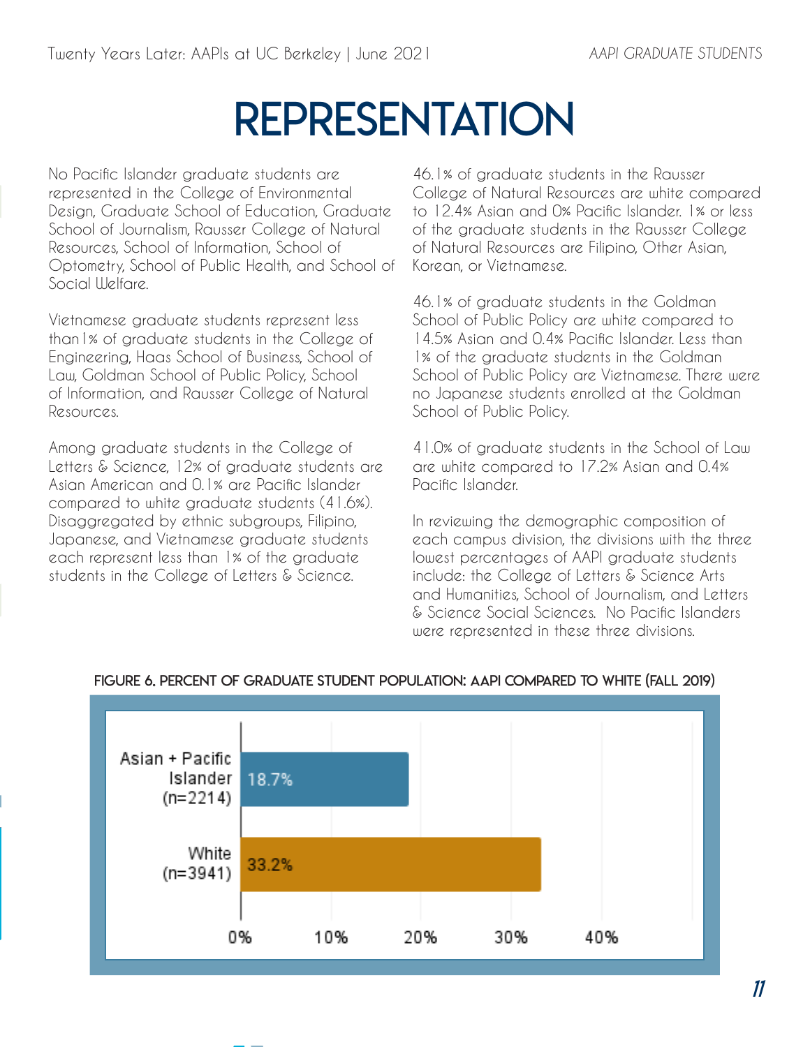# REPRESENTATION

No Pacific Islander graduate students are represented in the College of Environmental Design, Graduate School of Education, Graduate School of Journalism, Rausser College of Natural Resources, School of Information, School of Optometry, School of Public Health, and School of Social Welfare.

Vietnamese graduate students represent less than 1% of graduate students in the College of Engineering, Haas School of Business, School of Law, Goldman School of Public Policy, School of Information, and Rausser College of Natural Resources.

Among graduate students in the College of Letters & Science, 12% of graduate students are Asian American and 0.1% are Pacific Islander compared to white graduate students (41.6%). Disaggregated by ethnic subgroups, Filipino, Japanese, and Vietnamese graduate students each represent less than 1% of the graduate students in the College of Letters & Science.

46.1% of graduate students in the Rausser College of Natural Resources are white compared to 12.4% Asian and 0% Pacific Islander. 1% or less of the graduate students in the Rausser College of Natural Resources are Filipino, Other Asian, Korean, or Vietnamese.

46.1% of graduate students in the Goldman School of Public Policy are white compared to 14.5% Asian and 0.4% Pacific Islander. Less than 1% of the graduate students in the Goldman School of Public Policy are Vietnamese. There were no Japanese students enrolled at the Goldman School of Public Policy.

41.0% of graduate students in the School of Law are white compared to 17.2% Asian and 0.4% Pacific Islander.

In reviewing the demographic composition of each campus division, the divisions with the three lowest percentages of AAPI graduate students include: the College of Letters & Science Arts and Humanities, School of Journalism, and Letters & Science Social Sciences. No Pacific Islanders were represented in these three divisions.

**FIGURE 6. PERCENT OF GRADUATE STUDENT POPULATION: AAPI COMPARED TO WHITE (FALL 2019)**

| Group | Percent |
|---|---|
| Asian + Pacific Islander (n=2214) | 18.7% |
| White (n=3941) | 33.2% |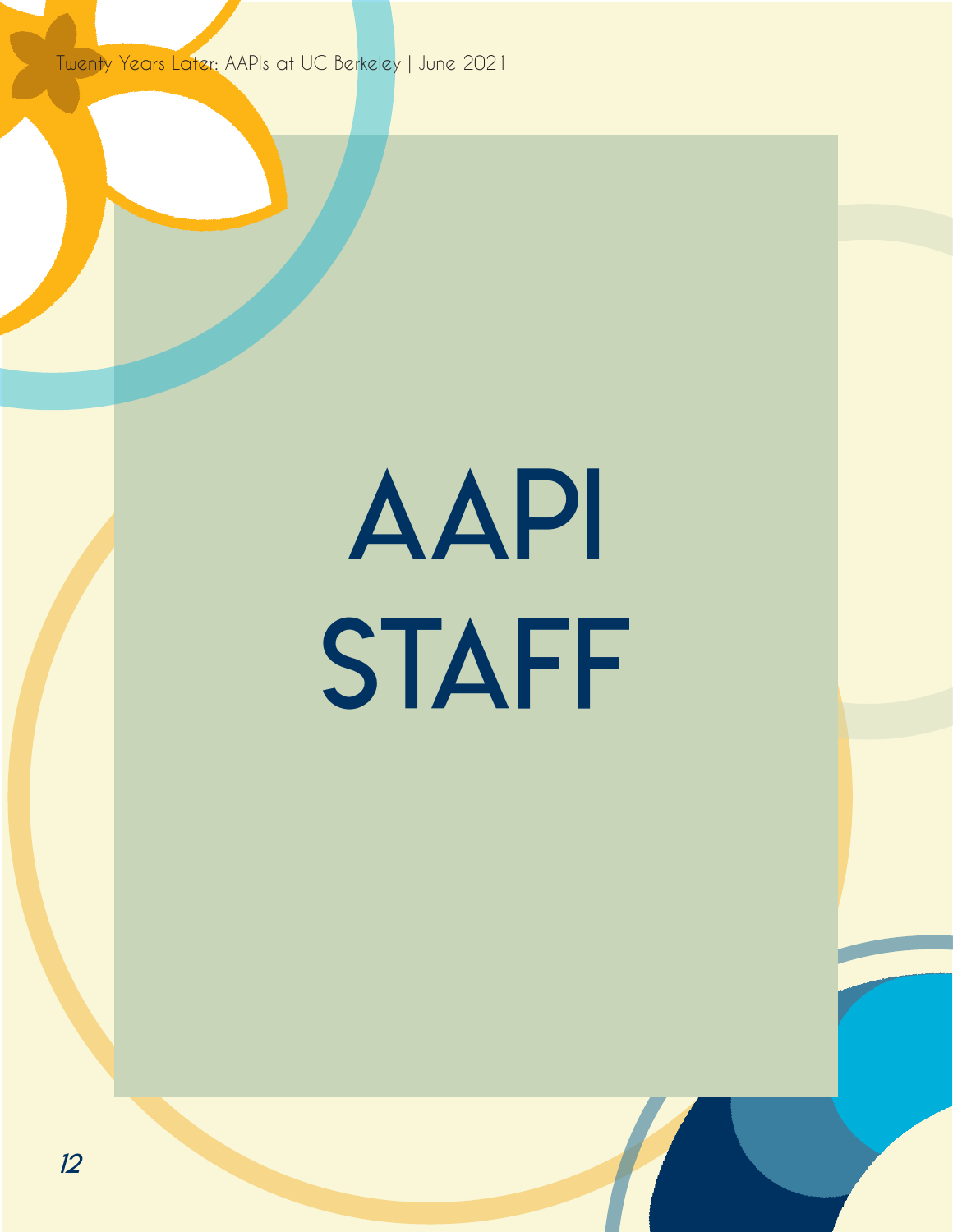# AAPI STAFF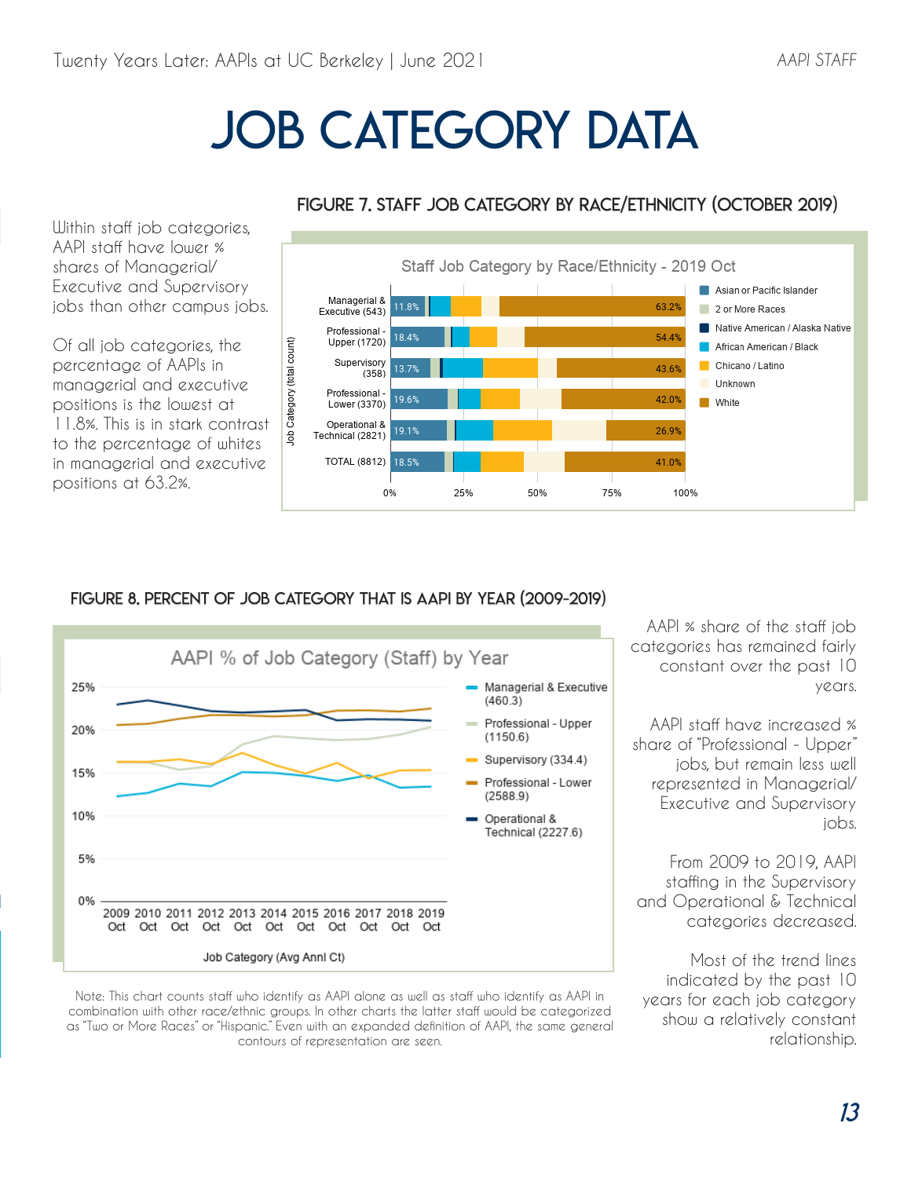# JOB CATEGORY DATA

Within staff job categories, AAPI staff have lower % shares of Managerial/ Executive and Supervisory jobs than other campus jobs.

Of all job categories, the percentage of AAPIs in managerial and executive positions is the lowest at 11.8%. This is in stark contrast to the percentage of whites in managerial and executive positions at 63.2%.

### FIGURE 7. STAFF JOB CATEGORY BY RACE/ETHNICITY (OCTOBER 2019)

Staff Job Category by Race/Ethnicity - 2019 Oct

| Job Category (total count) | Asian or Pacific Islander | White |
|---|---|---|
| Managerial & Executive (543) | 11.8% | 63.2% |
| Professional - Upper (1720) | 18.4% | 54.4% |
| Supervisory (358) | 13.7% | 43.6% |
| Professional - Lower (3370) | 19.6% | 42.0% |
| Operational & Technical (2821) | 19.1% | 26.9% |
| TOTAL (8812) | 18.5% | 41.0% |

Legend: Asian or Pacific Islander; 2 or More Races; Native American / Alaska Native; African American / Black; Chicano / Latino; Unknown; White

### FIGURE 8. PERCENT OF JOB CATEGORY THAT IS AAPI BY YEAR (2009-2019)

AAPI % of Job Category (Staff) by Year

Legend: Managerial & Executive (460.3); Professional - Upper (1150.6); Supervisory (334.4); Professional - Lower (2588.9); Operational & Technical (2227.6)

X-axis: Job Category (Avg Annl Ct), 2009 Oct – 2019 Oct

Note: This chart counts staff who identify as AAPI alone as well as staff who identify as AAPI in combination with other race/ethnic groups. In other charts the latter staff would be categorized as "Two or More Races" or "Hispanic." Even with an expanded definition of AAPI, the same general contours of representation are seen.

AAPI % share of the staff job categories has remained fairly constant over the past 10 years.

AAPI staff have increased % share of "Professional - Upper" jobs, but remain less well represented in Managerial/ Executive and Supervisory jobs.

From 2009 to 2019, AAPI staffing in the Supervisory and Operational & Technical categories decreased.

Most of the trend lines indicated by the past 10 years for each job category show a relatively constant relationship.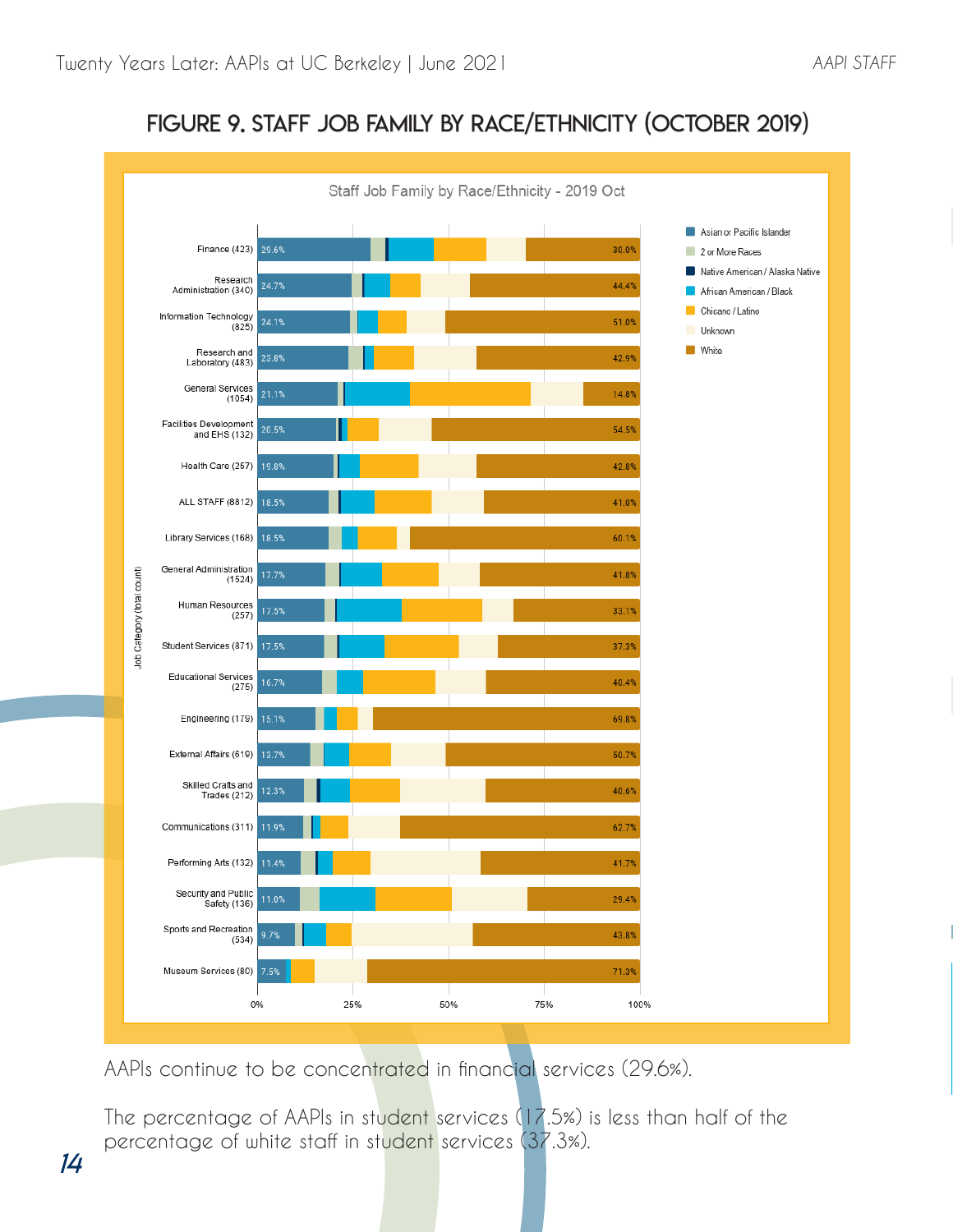## FIGURE 9. STAFF JOB FAMILY BY RACE/ETHNICITY (OCTOBER 2019)

Staff Job Family by Race/Ethnicity - 2019 Oct

| Job Category (total count) | Asian or Pacific Islander | White |
|---|---|---|
| Finance (423) | 29.6% | 30.0% |
| Research Administration (340) | 24.7% | 44.4% |
| Information Technology (825) | 24.1% | 51.0% |
| Research and Laboratory (483) | 23.8% | 42.9% |
| General Services (1054) | 21.1% | 14.8% |
| Facilities Development and EHS (132) | 20.5% | 54.5% |
| Health Care (257) | 19.8% | 42.8% |
| ALL STAFF (8812) | 18.5% | 41.0% |
| Library Services (168) | 18.5% | 60.1% |
| General Administration (1524) | 17.7% | 41.8% |
| Human Resources (257) | 17.5% | 33.1% |
| Student Services (871) | 17.5% | 37.3% |
| Educational Services (275) | 16.7% | 40.4% |
| Engineering (179) | 15.1% | 69.8% |
| External Affairs (619) | 13.7% | 50.7% |
| Skilled Crafts and Trades (212) | 12.3% | 40.6% |
| Communications (311) | 11.9% | 62.7% |
| Performing Arts (132) | 11.4% | 41.7% |
| Security and Public Safety (136) | 11.0% | 29.4% |
| Sports and Recreation (534) | 9.7% | 43.8% |
| Museum Services (80) | 7.5% | 71.3% |

Legend: Asian or Pacific Islander; 2 or More Races; Native American / Alaska Native; African American / Black; Chicano / Latino; Unknown; White

AAPIs continue to be concentrated in financial services (29.6%).

The percentage of AAPIs in student services (17.5%) is less than half of the percentage of white staff in student services (37.3%).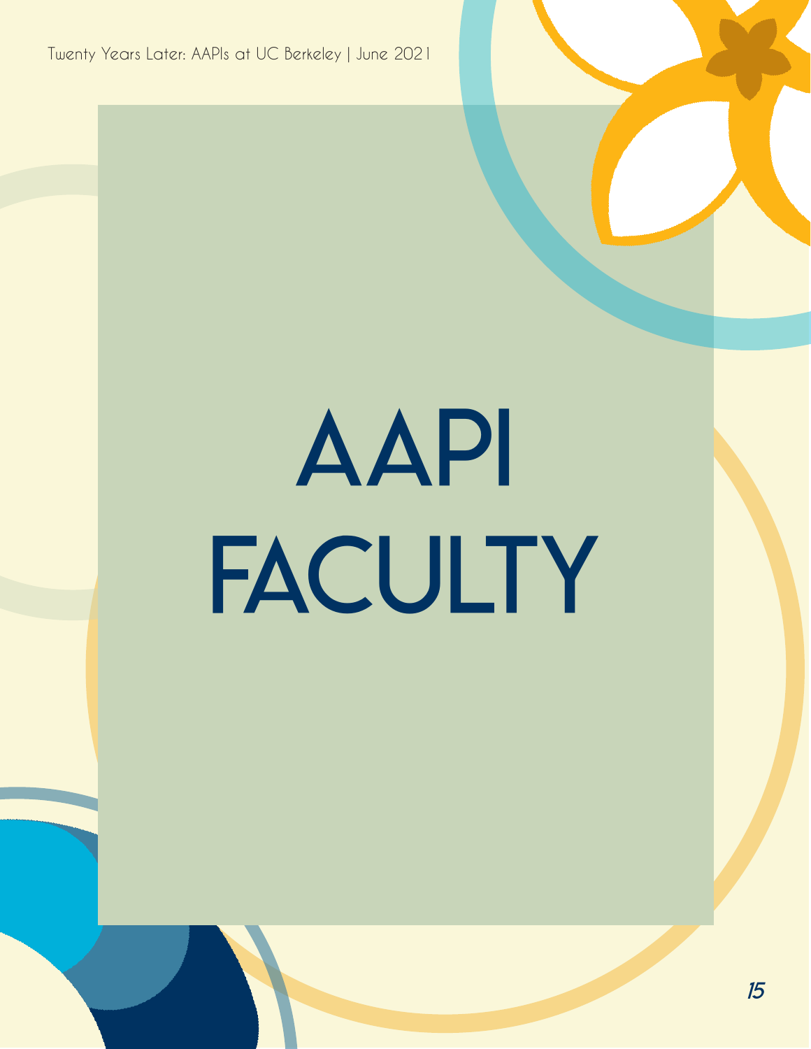# AAPI FACULTY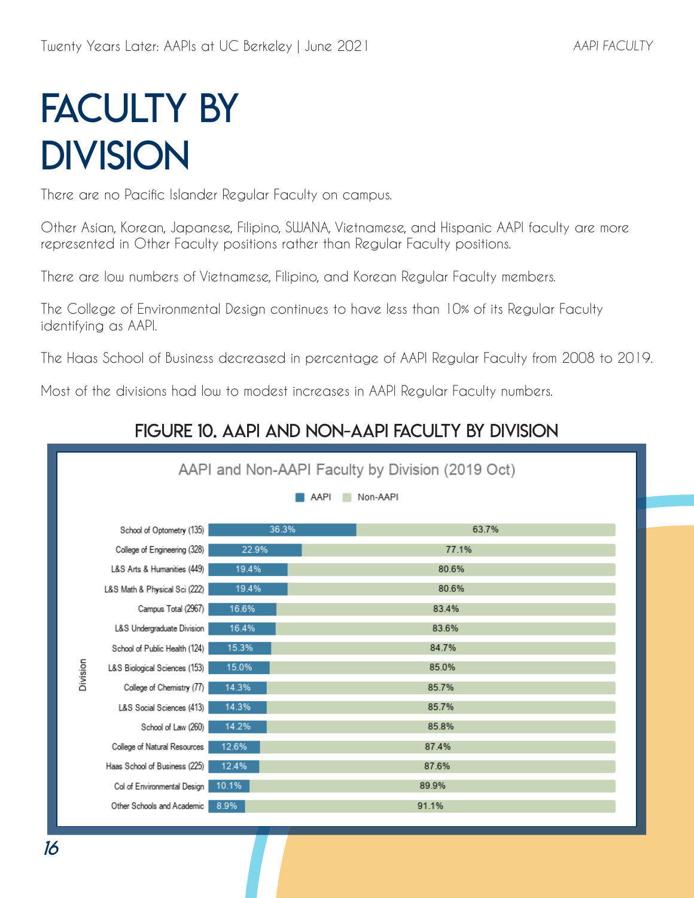# FACULTY BY DIVISION

There are no Pacific Islander Regular Faculty on campus.

Other Asian, Korean, Japanese, Filipino, SWANA, Vietnamese, and Hispanic AAPI faculty are more represented in Other Faculty positions rather than Regular Faculty positions.

There are low numbers of Vietnamese, Filipino, and Korean Regular Faculty members.

The College of Environmental Design continues to have less than 10% of its Regular Faculty identifying as AAPI.

The Haas School of Business decreased in percentage of AAPI Regular Faculty from 2008 to 2019.

Most of the divisions had low to modest increases in AAPI Regular Faculty numbers.

## FIGURE 10. AAPI AND NON-AAPI FACULTY BY DIVISION

AAPI and Non-AAPI Faculty by Division (2019 Oct)

| Division | AAPI | Non-AAPI |
|---|---|---|
| School of Optometry (135) | 36.3% | 63.7% |
| College of Engineering (328) | 22.9% | 77.1% |
| L&S Arts & Humanities (449) | 19.4% | 80.6% |
| L&S Math & Physical Sci (222) | 19.4% | 80.6% |
| Campus Total (2967) | 16.6% | 83.4% |
| L&S Undergraduate Division | 16.4% | 83.6% |
| School of Public Health (124) | 15.3% | 84.7% |
| L&S Biological Sciences (153) | 15.0% | 85.0% |
| College of Chemistry (77) | 14.3% | 85.7% |
| L&S Social Sciences (413) | 14.3% | 85.7% |
| School of Law (260) | 14.2% | 85.8% |
| College of Natural Resources | 12.6% | 87.4% |
| Haas School of Business (225) | 12.4% | 87.6% |
| Col of Environmental Design | 10.1% | 89.9% |
| Other Schools and Academic | 8.9% | 91.1% |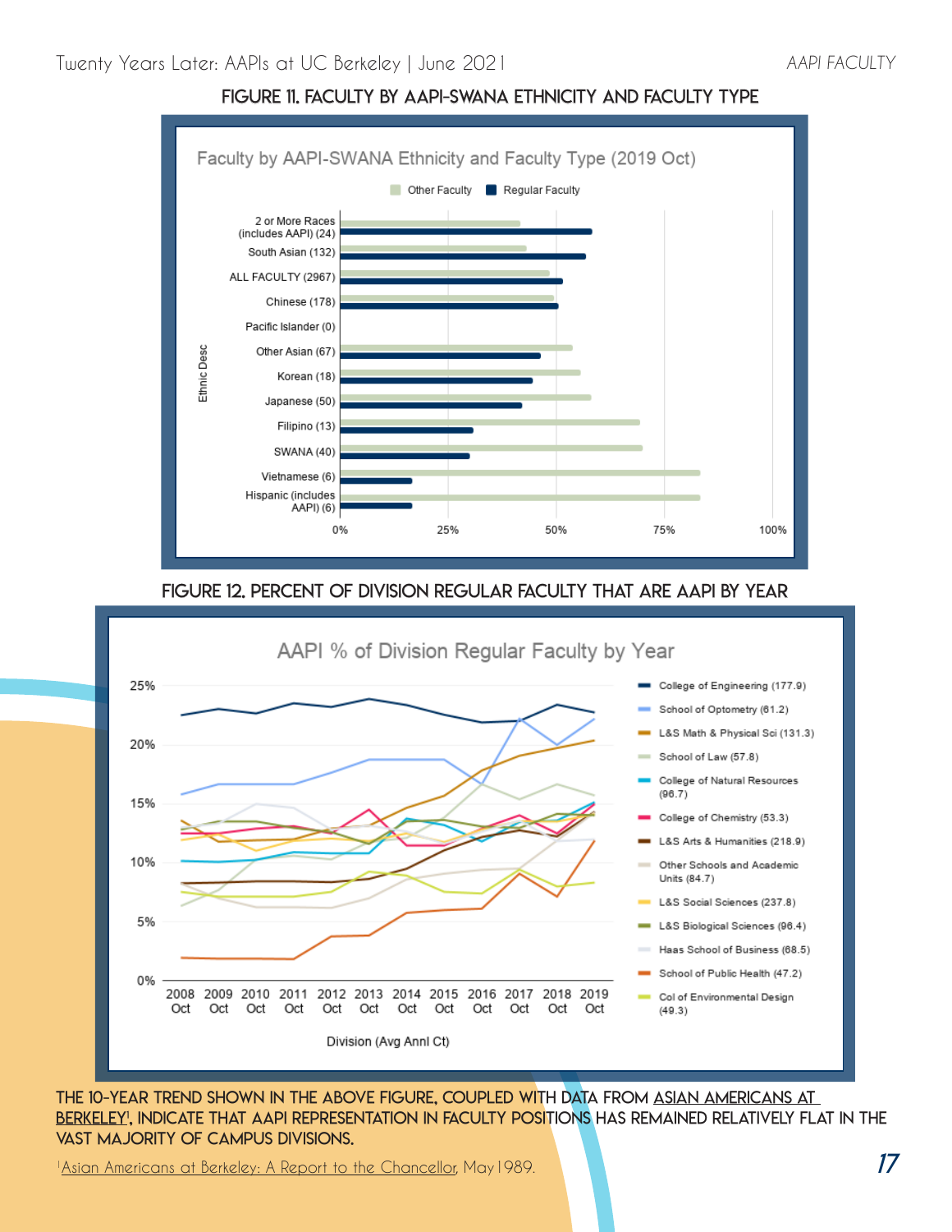## FIGURE 11. FACULTY BY AAPI-SWANA ETHNICITY AND FACULTY TYPE

Faculty by AAPI-SWANA Ethnicity and Faculty Type (2019 Oct)

Other Faculty | Regular Faculty

Ethnic Desc: 2 or More Races (includes AAPI) (24); South Asian (132); ALL FACULTY (2967); Chinese (178); Pacific Islander (0); Other Asian (67); Korean (18); Japanese (50); Filipino (13); SWANA (40); Vietnamese (6); Hispanic (includes AAPI) (6)

0% 25% 50% 75% 100%

## FIGURE 12. PERCENT OF DIVISION REGULAR FACULTY THAT ARE AAPI BY YEAR

AAPI % of Division Regular Faculty by Year

Division (Avg Annl Ct): College of Engineering (177.9); School of Optometry (61.2); L&S Math & Physical Sci (131.3); School of Law (57.8); College of Natural Resources (96.7); College of Chemistry (53.3); L&S Arts & Humanities (218.9); Other Schools and Academic Units (84.7); L&S Social Sciences (237.8); L&S Biological Sciences (96.4); Haas School of Business (68.5); School of Public Health (47.2); Col of Environmental Design (49.3)

2008 Oct – 2019 Oct; 0% – 25%

**THE 10-YEAR TREND SHOWN IN THE ABOVE FIGURE, COUPLED WITH DATA FROM ASIAN AMERICANS AT BERKELEY[1], INDICATE THAT AAPI REPRESENTATION IN FACULTY POSITIONS HAS REMAINED RELATIVELY FLAT IN THE VAST MAJORITY OF CAMPUS DIVISIONS.**

[1] Asian Americans at Berkeley: A Report to the Chancellor, May 1989.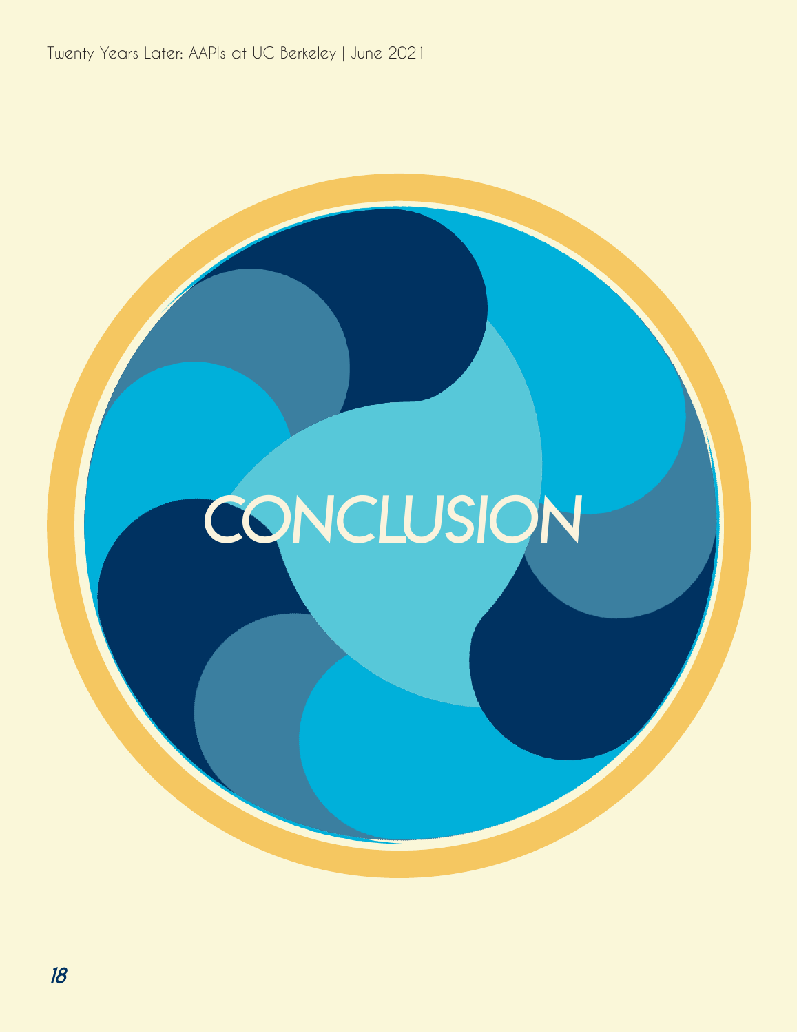# CONCLUSION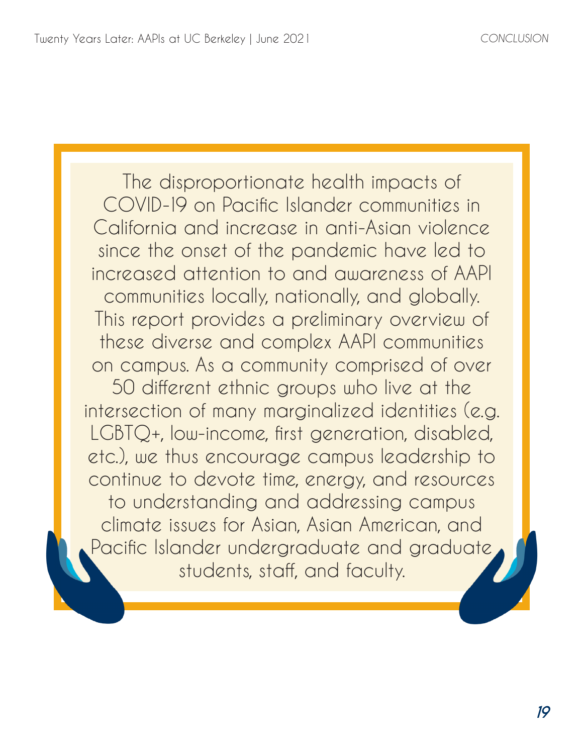The disproportionate health impacts of COVID-19 on Pacific Islander communities in California and increase in anti-Asian violence since the onset of the pandemic have led to increased attention to and awareness of AAPI communities locally, nationally, and globally. This report provides a preliminary overview of these diverse and complex AAPI communities on campus. As a community comprised of over 50 different ethnic groups who live at the intersection of many marginalized identities (e.g. LGBTQ+, low-income, first generation, disabled, etc.), we thus encourage campus leadership to continue to devote time, energy, and resources to understanding and addressing campus climate issues for Asian, Asian American, and Pacific Islander undergraduate and graduate students, staff, and faculty.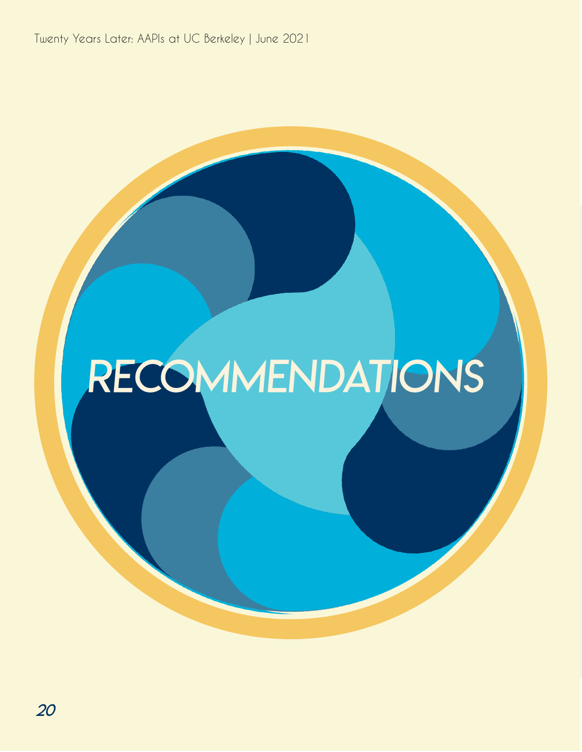# RECOMMENDATIONS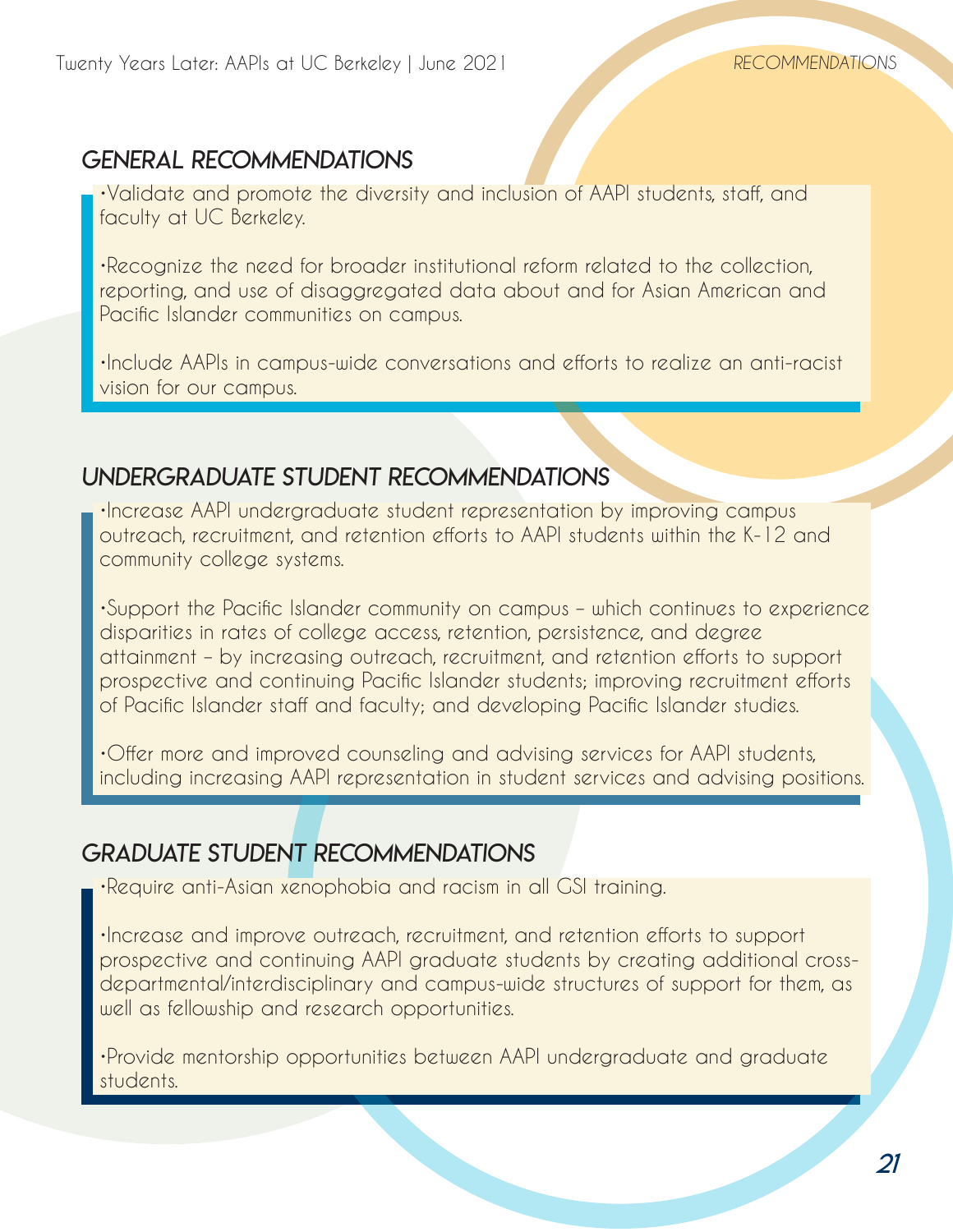## GENERAL RECOMMENDATIONS

- Validate and promote the diversity and inclusion of AAPI students, staff, and faculty at UC Berkeley.
- Recognize the need for broader institutional reform related to the collection, reporting, and use of disaggregated data about and for Asian American and Pacific Islander communities on campus.
- Include AAPIs in campus-wide conversations and efforts to realize an anti-racist vision for our campus.

## UNDERGRADUATE STUDENT RECOMMENDATIONS

- Increase AAPI undergraduate student representation by improving campus outreach, recruitment, and retention efforts to AAPI students within the K-12 and community college systems.
- Support the Pacific Islander community on campus – which continues to experience disparities in rates of college access, retention, persistence, and degree attainment – by increasing outreach, recruitment, and retention efforts to support prospective and continuing Pacific Islander students; improving recruitment efforts of Pacific Islander staff and faculty; and developing Pacific Islander studies.
- Offer more and improved counseling and advising services for AAPI students, including increasing AAPI representation in student services and advising positions.

## GRADUATE STUDENT RECOMMENDATIONS

- Require anti-Asian xenophobia and racism in all GSI training.
- Increase and improve outreach, recruitment, and retention efforts to support prospective and continuing AAPI graduate students by creating additional cross-departmental/interdisciplinary and campus-wide structures of support for them, as well as fellowship and research opportunities.
- Provide mentorship opportunities between AAPI undergraduate and graduate students.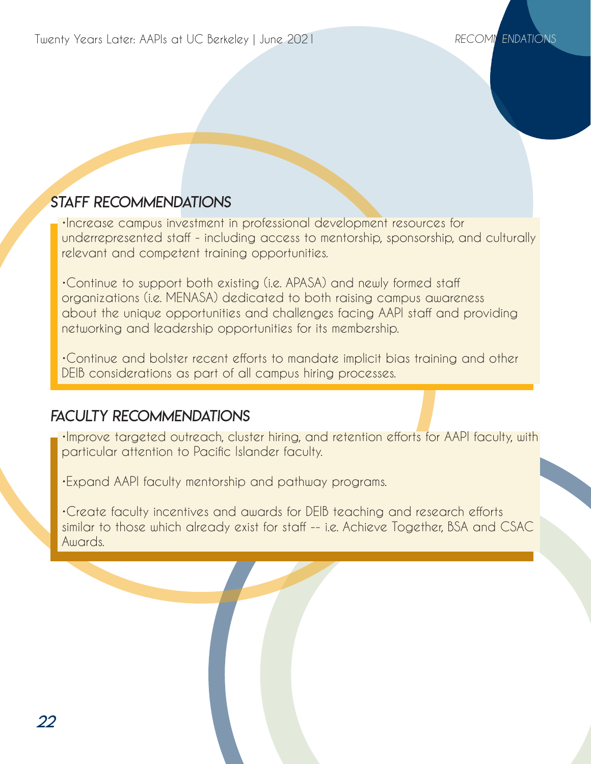## STAFF RECOMMENDATIONS

- Increase campus investment in professional development resources for underrepresented staff - including access to mentorship, sponsorship, and culturally relevant and competent training opportunities.

- Continue to support both existing (i.e. APASA) and newly formed staff organizations (i.e. MENASA) dedicated to both raising campus awareness about the unique opportunities and challenges facing AAPI staff and providing networking and leadership opportunities for its membership.

- Continue and bolster recent efforts to mandate implicit bias training and other DEIB considerations as part of all campus hiring processes.

## FACULTY RECOMMENDATIONS

- Improve targeted outreach, cluster hiring, and retention efforts for AAPI faculty, with particular attention to Pacific Islander faculty.

- Expand AAPI faculty mentorship and pathway programs.

- Create faculty incentives and awards for DEIB teaching and research efforts similar to those which already exist for staff -- i.e. Achieve Together, BSA and CSAC Awards.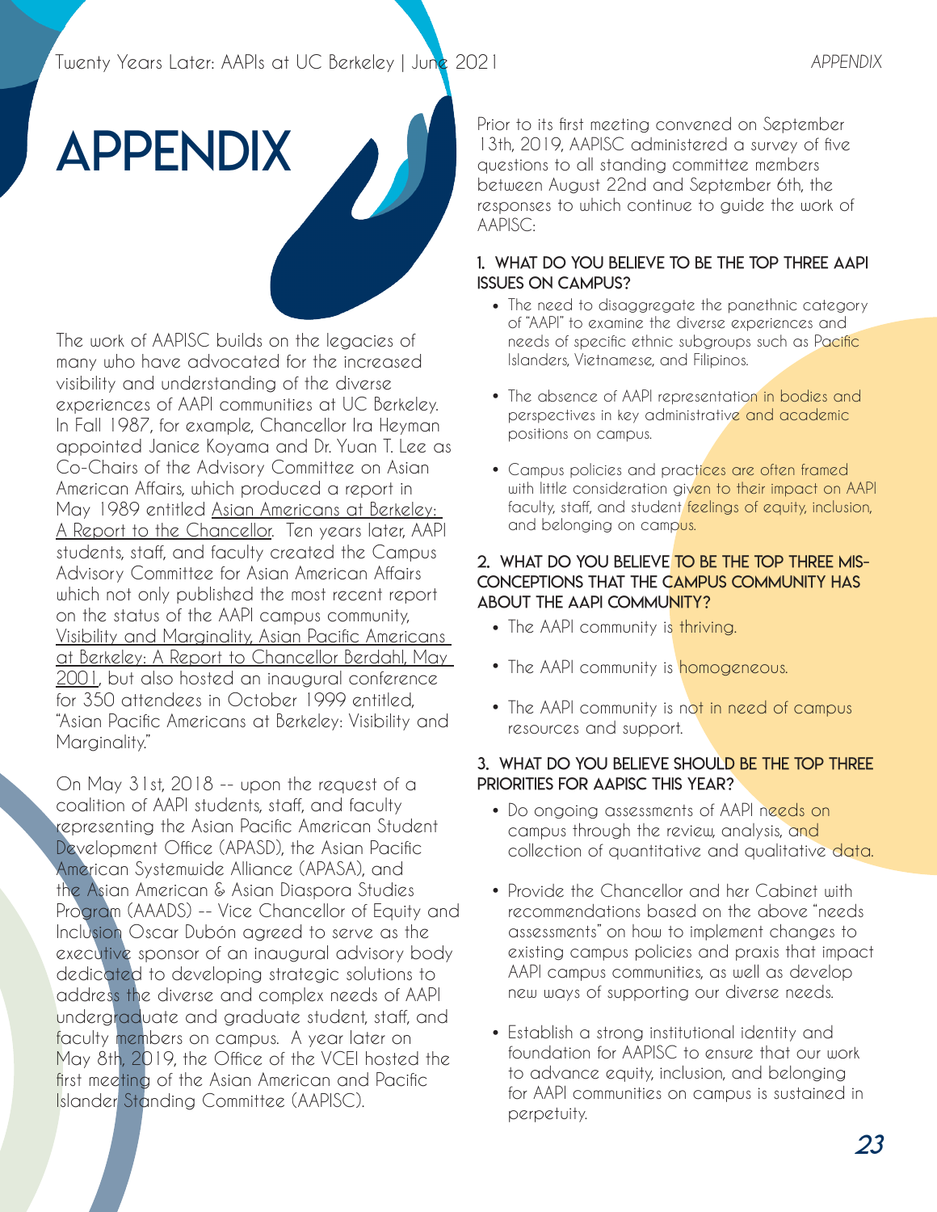# APPENDIX

The work of AAPISC builds on the legacies of many who have advocated for the increased visibility and understanding of the diverse experiences of AAPI communities at UC Berkeley. In Fall 1987, for example, Chancellor Ira Heyman appointed Janice Koyama and Dr. Yuan T. Lee as Co-Chairs of the Advisory Committee on Asian American Affairs, which produced a report in May 1989 entitled Asian Americans at Berkeley: A Report to the Chancellor. Ten years later, AAPI students, staff, and faculty created the Campus Advisory Committee for Asian American Affairs which not only published the most recent report on the status of the AAPI campus community, Visibility and Marginality, Asian Pacific Americans at Berkeley: A Report to Chancellor Berdahl, May 2001, but also hosted an inaugural conference for 350 attendees in October 1999 entitled, "Asian Pacific Americans at Berkeley: Visibility and Marginality."

On May 31st, 2018 -- upon the request of a coalition of AAPI students, staff, and faculty representing the Asian Pacific American Student Development Office (APASD), the Asian Pacific American Systemwide Alliance (APASA), and the Asian American & Asian Diaspora Studies Program (AAADS) -- Vice Chancellor of Equity and Inclusion Oscar Dubón agreed to serve as the executive sponsor of an inaugural advisory body dedicated to developing strategic solutions to address the diverse and complex needs of AAPI undergraduate and graduate student, staff, and faculty members on campus. A year later on May 8th, 2019, the Office of the VCEI hosted the first meeting of the Asian American and Pacific Islander Standing Committee (AAPISC).

Prior to its first meeting convened on September 13th, 2019, AAPISC administered a survey of five questions to all standing committee members between August 22nd and September 6th, the responses to which continue to guide the work of AAPISC:

### 1. WHAT DO YOU BELIEVE TO BE THE TOP THREE AAPI ISSUES ON CAMPUS?

- The need to disaggregate the panethnic category of "AAPI" to examine the diverse experiences and needs of specific ethnic subgroups such as Pacific Islanders, Vietnamese, and Filipinos.
- The absence of AAPI representation in bodies and perspectives in key administrative and academic positions on campus.
- Campus policies and practices are often framed with little consideration given to their impact on AAPI faculty, staff, and student feelings of equity, inclusion, and belonging on campus.

### 2. WHAT DO YOU BELIEVE TO BE THE TOP THREE MISCONCEPTIONS THAT THE CAMPUS COMMUNITY HAS ABOUT THE AAPI COMMUNITY?

- The AAPI community is thriving.
- The AAPI community is homogeneous.
- The AAPI community is not in need of campus resources and support.

### 3. WHAT DO YOU BELIEVE SHOULD BE THE TOP THREE PRIORITIES FOR AAPISC THIS YEAR?

- Do ongoing assessments of AAPI needs on campus through the review, analysis, and collection of quantitative and qualitative data.
- Provide the Chancellor and her Cabinet with recommendations based on the above "needs assessments" on how to implement changes to existing campus policies and praxis that impact AAPI campus communities, as well as develop new ways of supporting our diverse needs.
- Establish a strong institutional identity and foundation for AAPISC to ensure that our work to advance equity, inclusion, and belonging for AAPI communities on campus is sustained in perpetuity.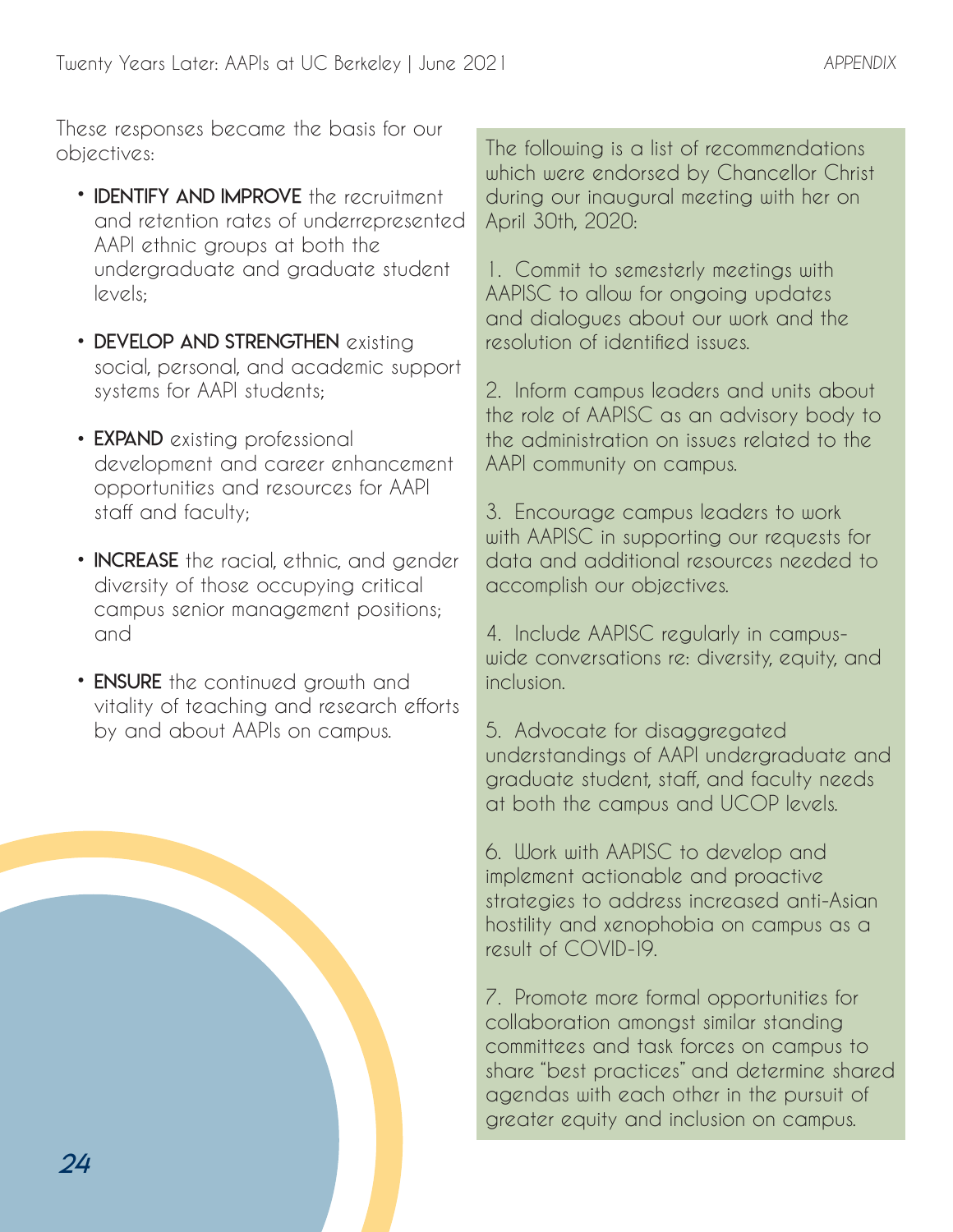These responses became the basis for our objectives:

- **IDENTIFY AND IMPROVE** the recruitment and retention rates of underrepresented AAPI ethnic groups at both the undergraduate and graduate student levels;
- **DEVELOP AND STRENGTHEN** existing social, personal, and academic support systems for AAPI students;
- **EXPAND** existing professional development and career enhancement opportunities and resources for AAPI staff and faculty;
- **INCREASE** the racial, ethnic, and gender diversity of those occupying critical campus senior management positions; and
- **ENSURE** the continued growth and vitality of teaching and research efforts by and about AAPIs on campus.

The following is a list of recommendations which were endorsed by Chancellor Christ during our inaugural meeting with her on April 30th, 2020:

1. Commit to semesterly meetings with AAPISC to allow for ongoing updates and dialogues about our work and the resolution of identified issues.

2. Inform campus leaders and units about the role of AAPISC as an advisory body to the administration on issues related to the AAPI community on campus.

3. Encourage campus leaders to work with AAPISC in supporting our requests for data and additional resources needed to accomplish our objectives.

4. Include AAPISC regularly in campus-wide conversations re: diversity, equity, and inclusion.

5. Advocate for disaggregated understandings of AAPI undergraduate and graduate student, staff, and faculty needs at both the campus and UCOP levels.

6. Work with AAPISC to develop and implement actionable and proactive strategies to address increased anti-Asian hostility and xenophobia on campus as a result of COVID-19.

7. Promote more formal opportunities for collaboration amongst similar standing committees and task forces on campus to share "best practices" and determine shared agendas with each other in the pursuit of greater equity and inclusion on campus.